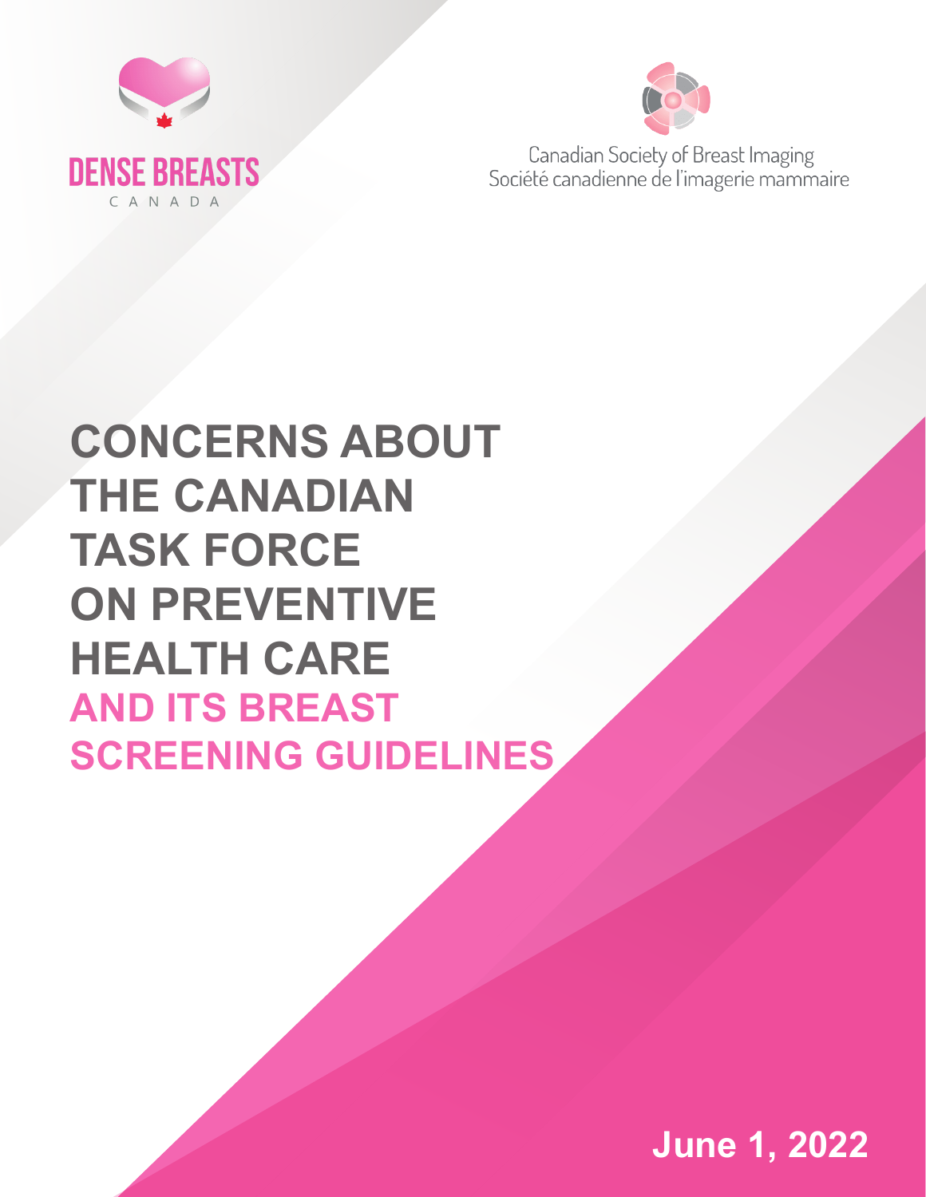DENSE BREASTS

CANADA

Canadian Society of Breast Imaging
Société canadienne de l'imagerie mammaire

# CONCERNS ABOUT THE CANADIAN TASK FORCE ON PREVENTIVE HEALTH CARE AND ITS BREAST SCREENING GUIDELINES

**June 1, 2022**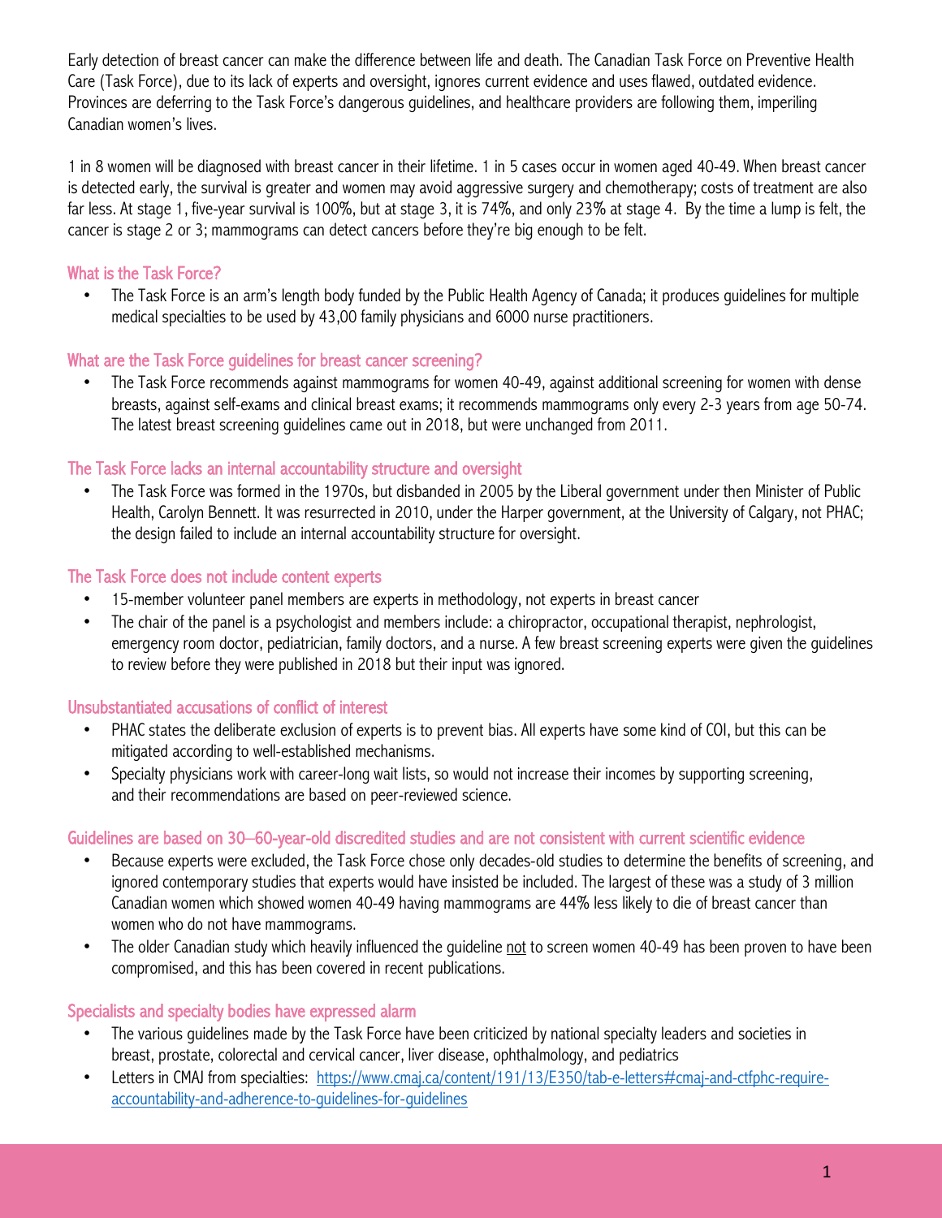Early detection of breast cancer can make the difference between life and death. The Canadian Task Force on Preventive Health Care (Task Force), due to its lack of experts and oversight, ignores current evidence and uses flawed, outdated evidence. Provinces are deferring to the Task Force's dangerous guidelines, and healthcare providers are following them, imperiling Canadian women's lives.

1 in 8 women will be diagnosed with breast cancer in their lifetime. 1 in 5 cases occur in women aged 40-49. When breast cancer is detected early, the survival is greater and women may avoid aggressive surgery and chemotherapy; costs of treatment are also far less. At stage 1, five-year survival is 100%, but at stage 3, it is 74%, and only 23% at stage 4. By the time a lump is felt, the cancer is stage 2 or 3; mammograms can detect cancers before they're big enough to be felt.

### What is the Task Force?

- The Task Force is an arm's length body funded by the Public Health Agency of Canada; it produces guidelines for multiple medical specialties to be used by 43,00 family physicians and 6000 nurse practitioners.

### What are the Task Force guidelines for breast cancer screening?

- The Task Force recommends against mammograms for women 40-49, against additional screening for women with dense breasts, against self-exams and clinical breast exams; it recommends mammograms only every 2-3 years from age 50-74. The latest breast screening guidelines came out in 2018, but were unchanged from 2011.

### The Task Force lacks an internal accountability structure and oversight

- The Task Force was formed in the 1970s, but disbanded in 2005 by the Liberal government under then Minister of Public Health, Carolyn Bennett. It was resurrected in 2010, under the Harper government, at the University of Calgary, not PHAC; the design failed to include an internal accountability structure for oversight.

### The Task Force does not include content experts

- 15-member volunteer panel members are experts in methodology, not experts in breast cancer
- The chair of the panel is a psychologist and members include: a chiropractor, occupational therapist, nephrologist, emergency room doctor, pediatrician, family doctors, and a nurse. A few breast screening experts were given the guidelines to review before they were published in 2018 but their input was ignored.

### Unsubstantiated accusations of conflict of interest

- PHAC states the deliberate exclusion of experts is to prevent bias. All experts have some kind of COI, but this can be mitigated according to well-established mechanisms.
- Specialty physicians work with career-long wait lists, so would not increase their incomes by supporting screening, and their recommendations are based on peer-reviewed science.

### Guidelines are based on 30–60-year-old discredited studies and are not consistent with current scientific evidence

- Because experts were excluded, the Task Force chose only decades-old studies to determine the benefits of screening, and ignored contemporary studies that experts would have insisted be included. The largest of these was a study of 3 million Canadian women which showed women 40-49 having mammograms are 44% less likely to die of breast cancer than women who do not have mammograms.
- The older Canadian study which heavily influenced the guideline <u>not</u> to screen women 40-49 has been proven to have been compromised, and this has been covered in recent publications.

### Specialists and specialty bodies have expressed alarm

- The various guidelines made by the Task Force have been criticized by national specialty leaders and societies in breast, prostate, colorectal and cervical cancer, liver disease, ophthalmology, and pediatrics
- Letters in CMAJ from specialties: [https://www.cmaj.ca/content/191/13/E350/tab-e-letters#cmaj-and-ctfphc-require-accountability-and-adherence-to-guidelines-for-guidelines](https://www.cmaj.ca/content/191/13/E350/tab-e-letters#cmaj-and-ctfphc-require-accountability-and-adherence-to-guidelines-for-guidelines)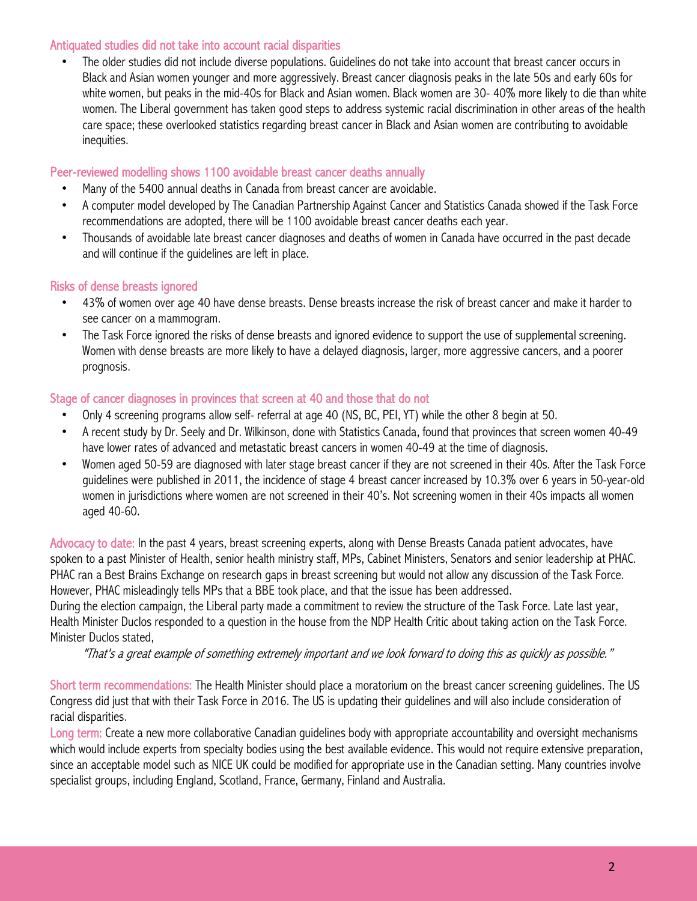### Antiquated studies did not take into account racial disparities

- The older studies did not include diverse populations. Guidelines do not take into account that breast cancer occurs in Black and Asian women younger and more aggressively. Breast cancer diagnosis peaks in the late 50s and early 60s for white women, but peaks in the mid-40s for Black and Asian women. Black women are 30- 40% more likely to die than white women. The Liberal government has taken good steps to address systemic racial discrimination in other areas of the health care space; these overlooked statistics regarding breast cancer in Black and Asian women are contributing to avoidable inequities.

### Peer-reviewed modelling shows 1100 avoidable breast cancer deaths annually

- Many of the 5400 annual deaths in Canada from breast cancer are avoidable.
- A computer model developed by The Canadian Partnership Against Cancer and Statistics Canada showed if the Task Force recommendations are adopted, there will be 1100 avoidable breast cancer deaths each year.
- Thousands of avoidable late breast cancer diagnoses and deaths of women in Canada have occurred in the past decade and will continue if the guidelines are left in place.

### Risks of dense breasts ignored

- 43% of women over age 40 have dense breasts. Dense breasts increase the risk of breast cancer and make it harder to see cancer on a mammogram.
- The Task Force ignored the risks of dense breasts and ignored evidence to support the use of supplemental screening. Women with dense breasts are more likely to have a delayed diagnosis, larger, more aggressive cancers, and a poorer prognosis.

### Stage of cancer diagnoses in provinces that screen at 40 and those that do not

- Only 4 screening programs allow self- referral at age 40 (NS, BC, PEI, YT) while the other 8 begin at 50.
- A recent study by Dr. Seely and Dr. Wilkinson, done with Statistics Canada, found that provinces that screen women 40-49 have lower rates of advanced and metastatic breast cancers in women 40-49 at the time of diagnosis.
- Women aged 50-59 are diagnosed with later stage breast cancer if they are not screened in their 40s. After the Task Force guidelines were published in 2011, the incidence of stage 4 breast cancer increased by 10.3% over 6 years in 50-year-old women in jurisdictions where women are not screened in their 40's. Not screening women in their 40s impacts all women aged 40-60.

**Advocacy to date:** In the past 4 years, breast screening experts, along with Dense Breasts Canada patient advocates, have spoken to a past Minister of Health, senior health ministry staff, MPs, Cabinet Ministers, Senators and senior leadership at PHAC. PHAC ran a Best Brains Exchange on research gaps in breast screening but would not allow any discussion of the Task Force. However, PHAC misleadingly tells MPs that a BBE took place, and that the issue has been addressed.
During the election campaign, the Liberal party made a commitment to review the structure of the Task Force. Late last year, Health Minister Duclos responded to a question in the house from the NDP Health Critic about taking action on the Task Force. Minister Duclos stated,

> *"That's a great example of something extremely important and we look forward to doing this as quickly as possible."*

**Short term recommendations:** The Health Minister should place a moratorium on the breast cancer screening guidelines. The US Congress did just that with their Task Force in 2016. The US is updating their guidelines and will also include consideration of racial disparities.
**Long term:** Create a new more collaborative Canadian guidelines body with appropriate accountability and oversight mechanisms which would include experts from specialty bodies using the best available evidence. This would not require extensive preparation, since an acceptable model such as NICE UK could be modified for appropriate use in the Canadian setting. Many countries involve specialist groups, including England, Scotland, France, Germany, Finland and Australia.